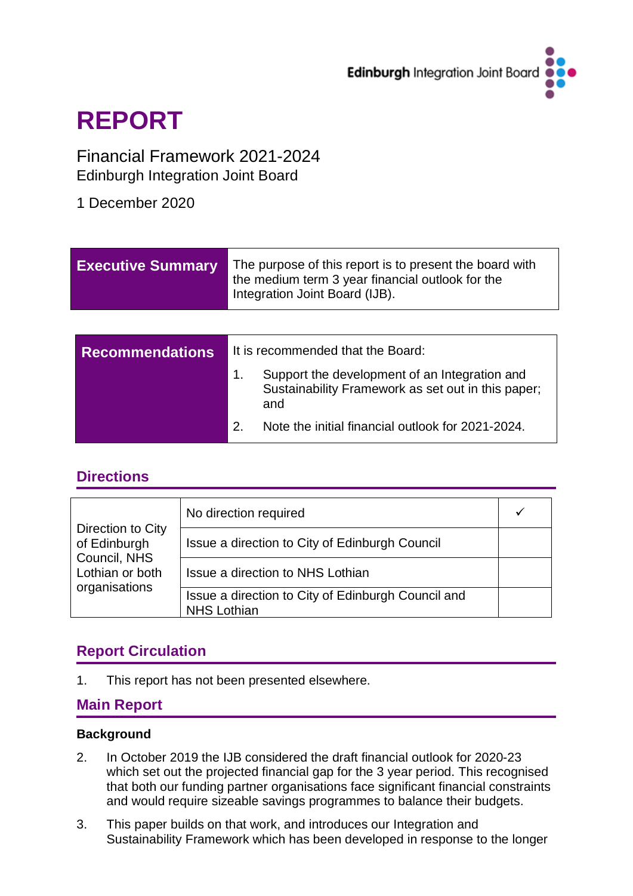Edinburgh Integration Joint Board

# REPORT

Financial Framework 2021-2024
Edinburgh Integration Joint Board

1 December 2020

| **Executive Summary** | The purpose of this report is to present the board with the medium term 3 year financial outlook for the Integration Joint Board (IJB). |
|---|---|

| **Recommendations** | It is recommended that the Board: |
|---|---|
| | 1. Support the development of an Integration and Sustainability Framework as set out in this paper; and |
| | 2. Note the initial financial outlook for 2021-2024. |

## Directions

| Direction to City of Edinburgh Council, NHS Lothian or both organisations | No direction required | ✓ |
|---|---|---|
| | Issue a direction to City of Edinburgh Council | |
| | Issue a direction to NHS Lothian | |
| | Issue a direction to City of Edinburgh Council and NHS Lothian | |

## Report Circulation

1. This report has not been presented elsewhere.

## Main Report

### Background

2. In October 2019 the IJB considered the draft financial outlook for 2020-23 which set out the projected financial gap for the 3 year period. This recognised that both our funding partner organisations face significant financial constraints and would require sizeable savings programmes to balance their budgets.

3. This paper builds on that work, and introduces our Integration and Sustainability Framework which has been developed in response to the longer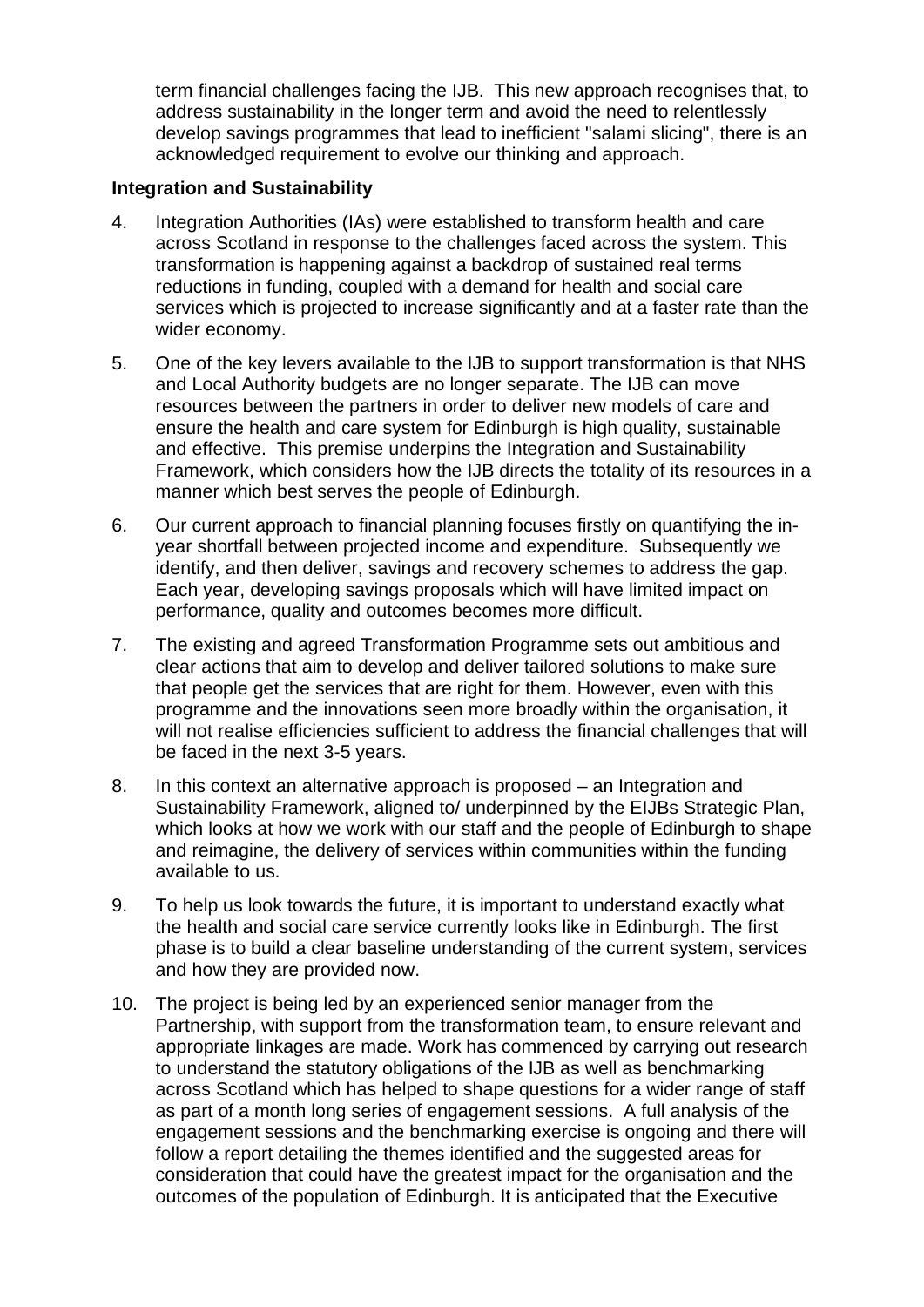term financial challenges facing the IJB. This new approach recognises that, to address sustainability in the longer term and avoid the need to relentlessly develop savings programmes that lead to inefficient "salami slicing", there is an acknowledged requirement to evolve our thinking and approach.

**Integration and Sustainability**

4. Integration Authorities (IAs) were established to transform health and care across Scotland in response to the challenges faced across the system. This transformation is happening against a backdrop of sustained real terms reductions in funding, coupled with a demand for health and social care services which is projected to increase significantly and at a faster rate than the wider economy.

5. One of the key levers available to the IJB to support transformation is that NHS and Local Authority budgets are no longer separate. The IJB can move resources between the partners in order to deliver new models of care and ensure the health and care system for Edinburgh is high quality, sustainable and effective. This premise underpins the Integration and Sustainability Framework, which considers how the IJB directs the totality of its resources in a manner which best serves the people of Edinburgh.

6. Our current approach to financial planning focuses firstly on quantifying the in-year shortfall between projected income and expenditure. Subsequently we identify, and then deliver, savings and recovery schemes to address the gap. Each year, developing savings proposals which will have limited impact on performance, quality and outcomes becomes more difficult.

7. The existing and agreed Transformation Programme sets out ambitious and clear actions that aim to develop and deliver tailored solutions to make sure that people get the services that are right for them. However, even with this programme and the innovations seen more broadly within the organisation, it will not realise efficiencies sufficient to address the financial challenges that will be faced in the next 3-5 years.

8. In this context an alternative approach is proposed – an Integration and Sustainability Framework, aligned to/ underpinned by the EIJBs Strategic Plan, which looks at how we work with our staff and the people of Edinburgh to shape and reimagine, the delivery of services within communities within the funding available to us.

9. To help us look towards the future, it is important to understand exactly what the health and social care service currently looks like in Edinburgh. The first phase is to build a clear baseline understanding of the current system, services and how they are provided now.

10. The project is being led by an experienced senior manager from the Partnership, with support from the transformation team, to ensure relevant and appropriate linkages are made. Work has commenced by carrying out research to understand the statutory obligations of the IJB as well as benchmarking across Scotland which has helped to shape questions for a wider range of staff as part of a month long series of engagement sessions. A full analysis of the engagement sessions and the benchmarking exercise is ongoing and there will follow a report detailing the themes identified and the suggested areas for consideration that could have the greatest impact for the organisation and the outcomes of the population of Edinburgh. It is anticipated that the Executive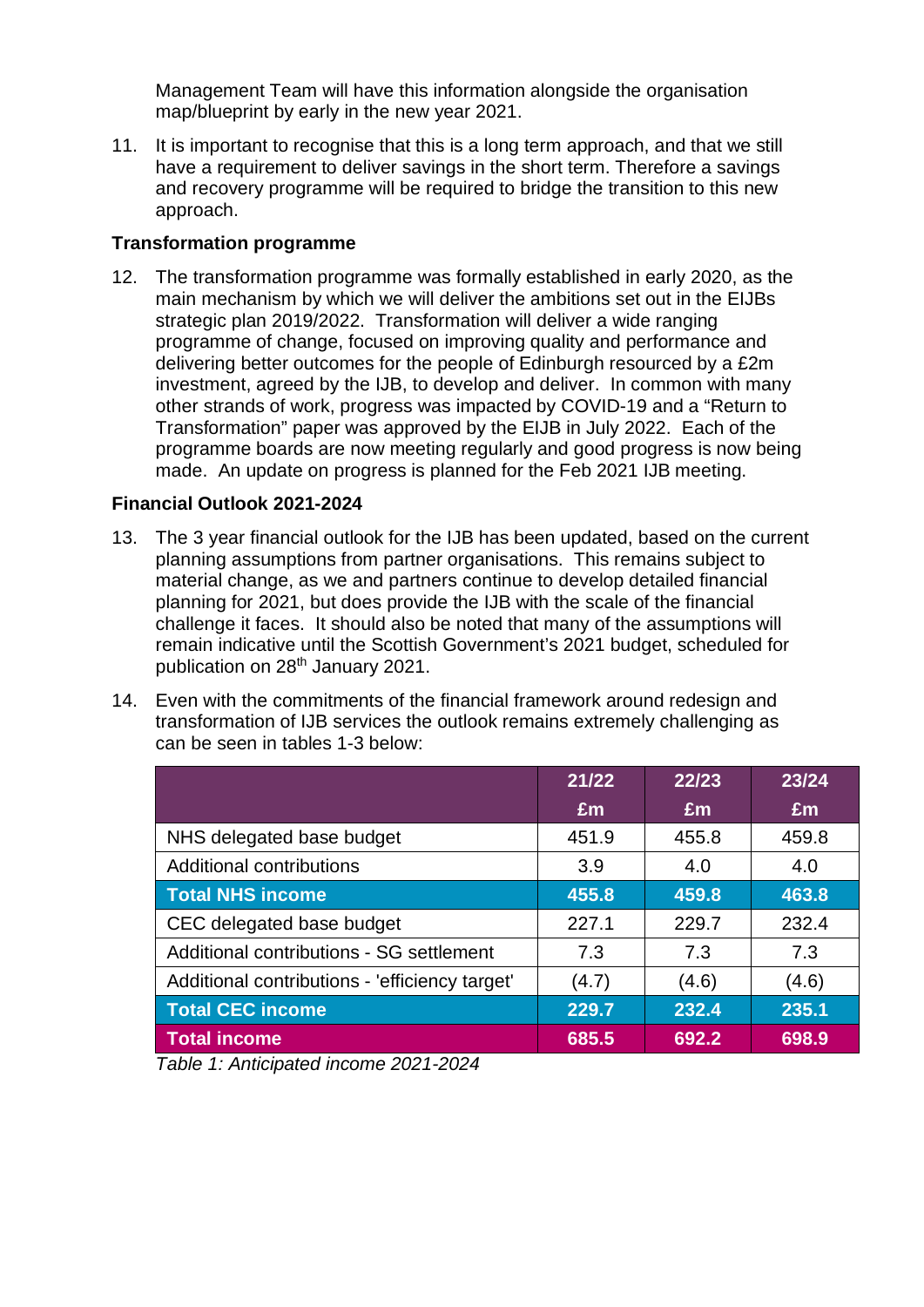Management Team will have this information alongside the organisation map/blueprint by early in the new year 2021.

11. It is important to recognise that this is a long term approach, and that we still have a requirement to deliver savings in the short term. Therefore a savings and recovery programme will be required to bridge the transition to this new approach.

**Transformation programme**

12. The transformation programme was formally established in early 2020, as the main mechanism by which we will deliver the ambitions set out in the EIJBs strategic plan 2019/2022. Transformation will deliver a wide ranging programme of change, focused on improving quality and performance and delivering better outcomes for the people of Edinburgh resourced by a £2m investment, agreed by the IJB, to develop and deliver. In common with many other strands of work, progress was impacted by COVID-19 and a "Return to Transformation" paper was approved by the EIJB in July 2022. Each of the programme boards are now meeting regularly and good progress is now being made. An update on progress is planned for the Feb 2021 IJB meeting.

**Financial Outlook 2021-2024**

13. The 3 year financial outlook for the IJB has been updated, based on the current planning assumptions from partner organisations. This remains subject to material change, as we and partners continue to develop detailed financial planning for 2021, but does provide the IJB with the scale of the financial challenge it faces. It should also be noted that many of the assumptions will remain indicative until the Scottish Government's 2021 budget, scheduled for publication on 28th January 2021.

14. Even with the commitments of the financial framework around redesign and transformation of IJB services the outlook remains extremely challenging as can be seen in tables 1-3 below:

| | 21/22 £m | 22/23 £m | 23/24 £m |
|---|---|---|---|
| NHS delegated base budget | 451.9 | 455.8 | 459.8 |
| Additional contributions | 3.9 | 4.0 | 4.0 |
| **Total NHS income** | **455.8** | **459.8** | **463.8** |
| CEC delegated base budget | 227.1 | 229.7 | 232.4 |
| Additional contributions - SG settlement | 7.3 | 7.3 | 7.3 |
| Additional contributions - 'efficiency target' | (4.7) | (4.6) | (4.6) |
| **Total CEC income** | **229.7** | **232.4** | **235.1** |
| **Total income** | **685.5** | **692.2** | **698.9** |

*Table 1: Anticipated income 2021-2024*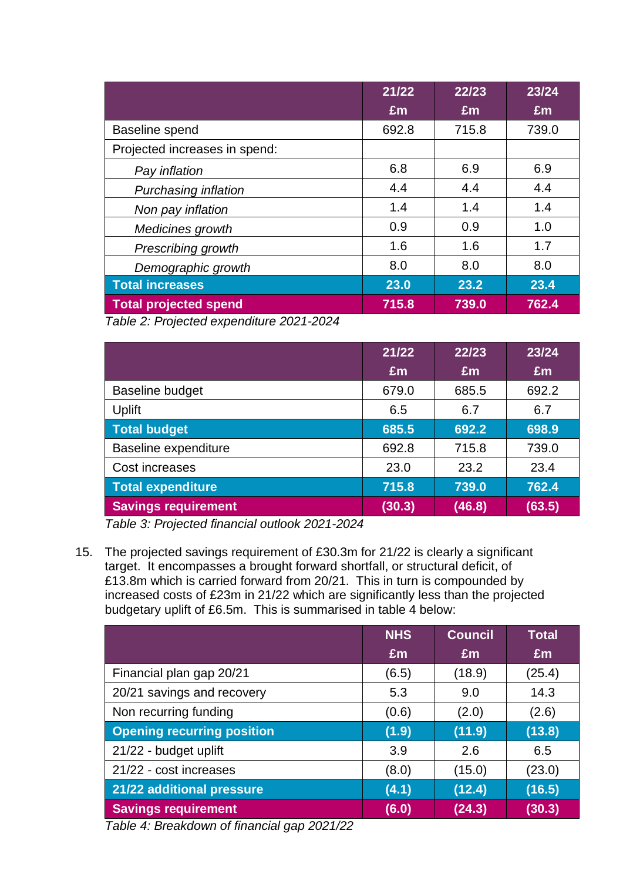| | 21/22 £m | 22/23 £m | 23/24 £m |
|---|---|---|---|
| Baseline spend | 692.8 | 715.8 | 739.0 |
| Projected increases in spend: | | | |
| *Pay inflation* | 6.8 | 6.9 | 6.9 |
| *Purchasing inflation* | 4.4 | 4.4 | 4.4 |
| *Non pay inflation* | 1.4 | 1.4 | 1.4 |
| *Medicines growth* | 0.9 | 0.9 | 1.0 |
| *Prescribing growth* | 1.6 | 1.6 | 1.7 |
| *Demographic growth* | 8.0 | 8.0 | 8.0 |
| **Total increases** | **23.0** | **23.2** | **23.4** |
| **Total projected spend** | **715.8** | **739.0** | **762.4** |

*Table 2: Projected expenditure 2021-2024*

| | 21/22 £m | 22/23 £m | 23/24 £m |
|---|---|---|---|
| Baseline budget | 679.0 | 685.5 | 692.2 |
| Uplift | 6.5 | 6.7 | 6.7 |
| **Total budget** | **685.5** | **692.2** | **698.9** |
| Baseline expenditure | 692.8 | 715.8 | 739.0 |
| Cost increases | 23.0 | 23.2 | 23.4 |
| **Total expenditure** | **715.8** | **739.0** | **762.4** |
| **Savings requirement** | **(30.3)** | **(46.8)** | **(63.5)** |

*Table 3: Projected financial outlook 2021-2024*

15. The projected savings requirement of £30.3m for 21/22 is clearly a significant target. It encompasses a brought forward shortfall, or structural deficit, of £13.8m which is carried forward from 20/21. This in turn is compounded by increased costs of £23m in 21/22 which are significantly less than the projected budgetary uplift of £6.5m. This is summarised in table 4 below:

| | NHS £m | Council £m | Total £m |
|---|---|---|---|
| Financial plan gap 20/21 | (6.5) | (18.9) | (25.4) |
| 20/21 savings and recovery | 5.3 | 9.0 | 14.3 |
| Non recurring funding | (0.6) | (2.0) | (2.6) |
| **Opening recurring position** | **(1.9)** | **(11.9)** | **(13.8)** |
| 21/22 - budget uplift | 3.9 | 2.6 | 6.5 |
| 21/22 - cost increases | (8.0) | (15.0) | (23.0) |
| **21/22 additional pressure** | **(4.1)** | **(12.4)** | **(16.5)** |
| **Savings requirement** | **(6.0)** | **(24.3)** | **(30.3)** |

*Table 4: Breakdown of financial gap 2021/22*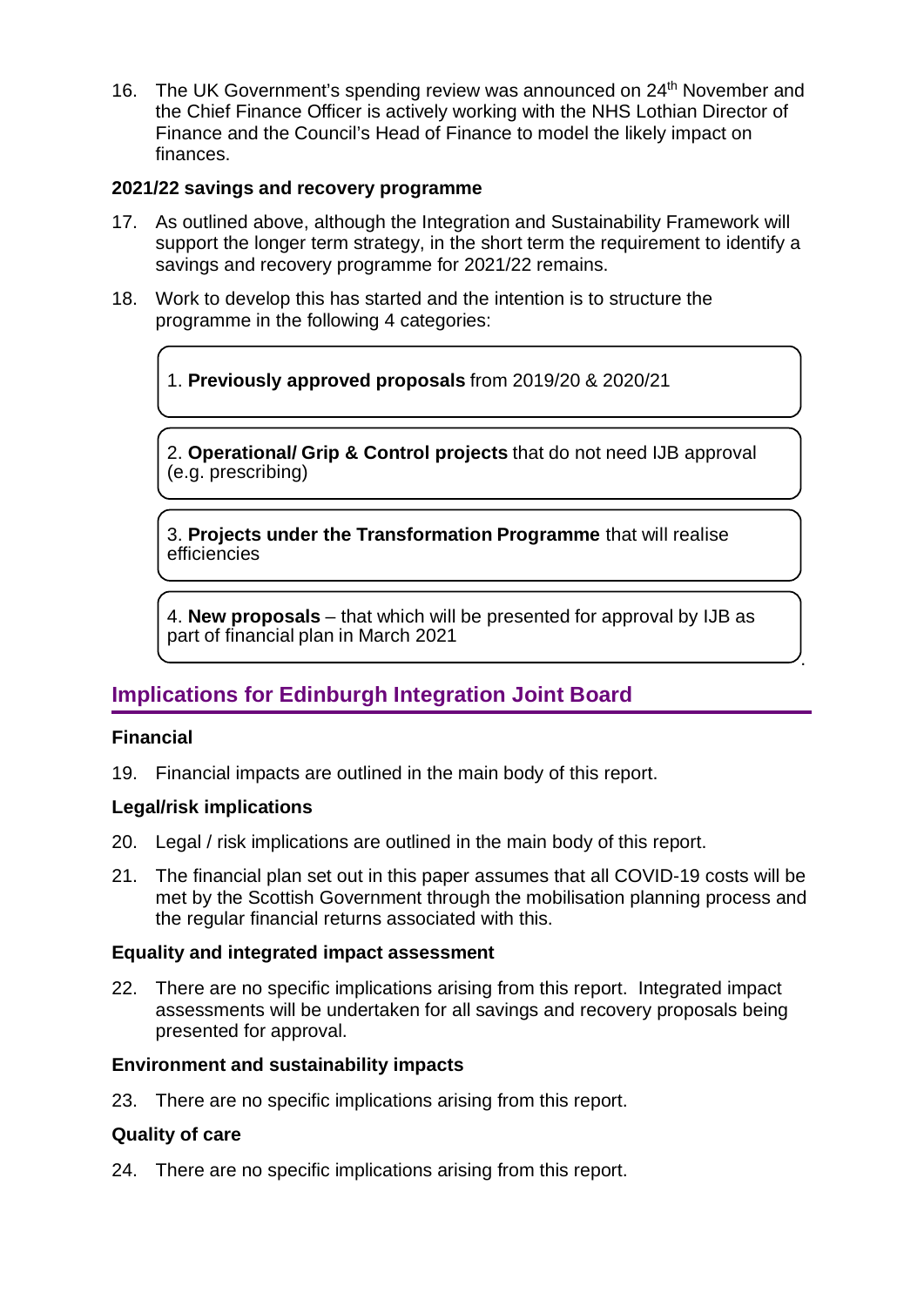16. The UK Government's spending review was announced on 24th November and the Chief Finance Officer is actively working with the NHS Lothian Director of Finance and the Council's Head of Finance to model the likely impact on finances.

**2021/22 savings and recovery programme**

17. As outlined above, although the Integration and Sustainability Framework will support the longer term strategy, in the short term the requirement to identify a savings and recovery programme for 2021/22 remains.

18. Work to develop this has started and the intention is to structure the programme in the following 4 categories:

1. **Previously approved proposals** from 2019/20 & 2020/21

2. **Operational/ Grip & Control projects** that do not need IJB approval (e.g. prescribing)

3. **Projects under the Transformation Programme** that will realise efficiencies

4. **New proposals** – that which will be presented for approval by IJB as part of financial plan in March 2021

## Implications for Edinburgh Integration Joint Board

**Financial**

19. Financial impacts are outlined in the main body of this report.

**Legal/risk implications**

20. Legal / risk implications are outlined in the main body of this report.

21. The financial plan set out in this paper assumes that all COVID-19 costs will be met by the Scottish Government through the mobilisation planning process and the regular financial returns associated with this.

**Equality and integrated impact assessment**

22. There are no specific implications arising from this report. Integrated impact assessments will be undertaken for all savings and recovery proposals being presented for approval.

**Environment and sustainability impacts**

23. There are no specific implications arising from this report.

**Quality of care**

24. There are no specific implications arising from this report.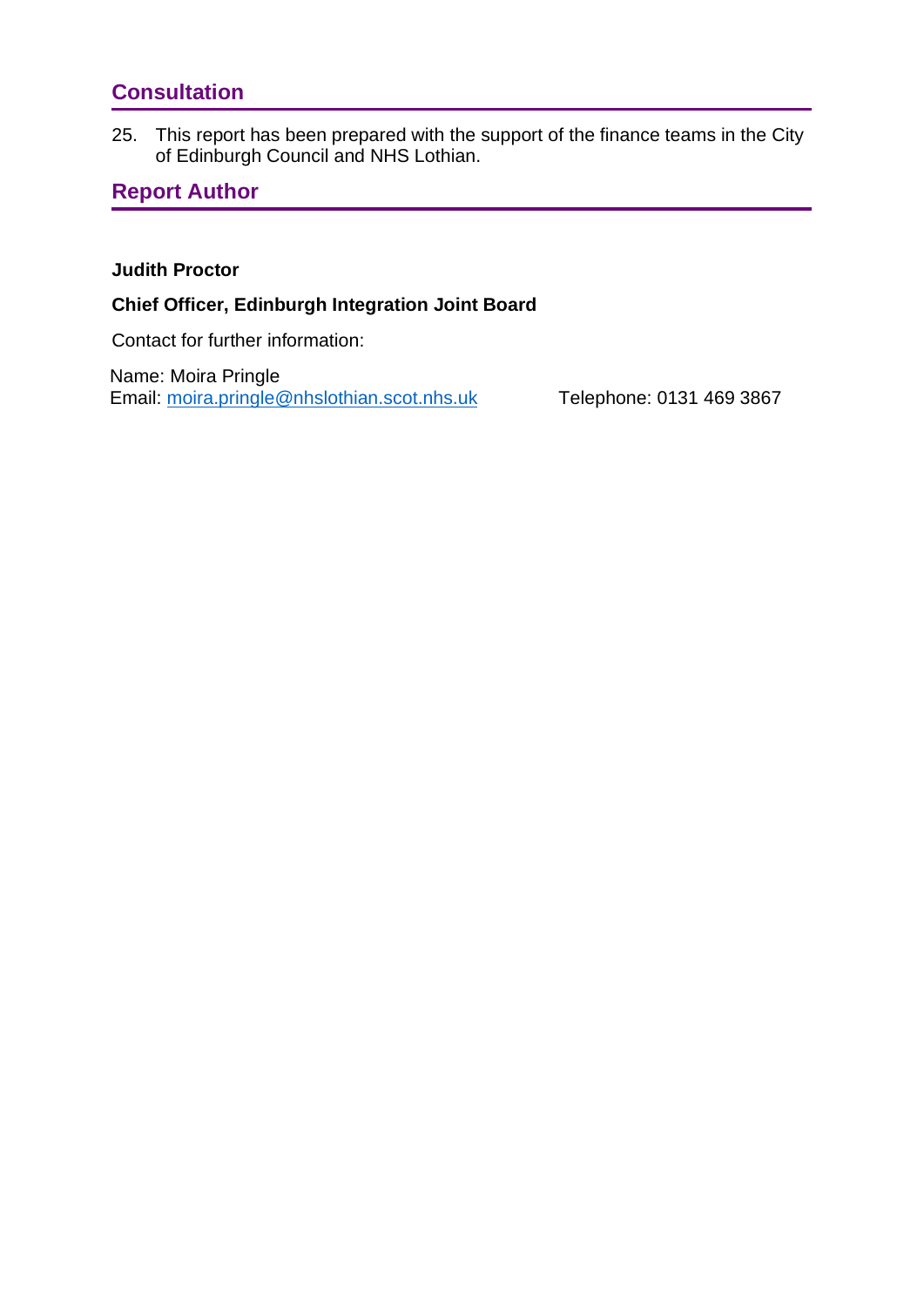## Consultation

25. This report has been prepared with the support of the finance teams in the City of Edinburgh Council and NHS Lothian.

## Report Author

**Judith Proctor**

**Chief Officer, Edinburgh Integration Joint Board**

Contact for further information:

Name: Moira Pringle
Email: moira.pringle@nhslothian.scot.nhs.uk Telephone: 0131 469 3867